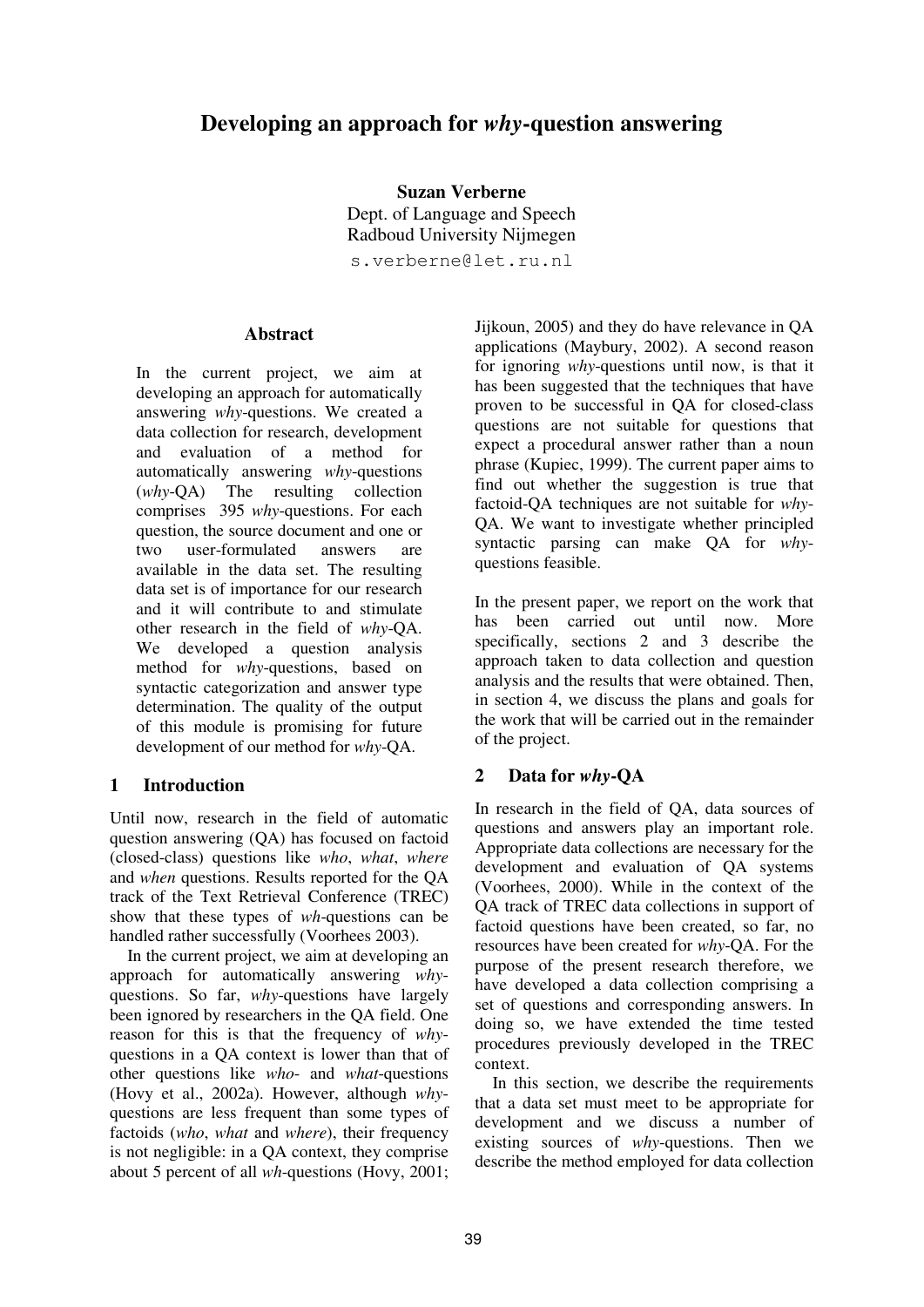# Developing an approach for *why*-question answering

**Suzan Verberne**
Dept. of Language and Speech
Radboud University Nijmegen
s.verberne@let.ru.nl

## Abstract

In the current project, we aim at developing an approach for automatically answering *why*-questions. We created a data collection for research, development and evaluation of a method for automatically answering *why*-questions (*why*-QA) The resulting collection comprises 395 *why*-questions. For each question, the source document and one or two user-formulated answers are available in the data set. The resulting data set is of importance for our research and it will contribute to and stimulate other research in the field of *why*-QA. We developed a question analysis method for *why*-questions, based on syntactic categorization and answer type determination. The quality of the output of this module is promising for future development of our method for *why*-QA.

## 1 Introduction

Until now, research in the field of automatic question answering (QA) has focused on factoid (closed-class) questions like *who*, *what*, *where* and *when* questions. Results reported for the QA track of the Text Retrieval Conference (TREC) show that these types of *wh*-questions can be handled rather successfully (Voorhees 2003).

In the current project, we aim at developing an approach for automatically answering *why*-questions. So far, *why*-questions have largely been ignored by researchers in the QA field. One reason for this is that the frequency of *why*-questions in a QA context is lower than that of other questions like *who*- and *what*-questions (Hovy et al., 2002a). However, although *why*-questions are less frequent than some types of factoids (*who*, *what* and *where*), their frequency is not negligible: in a QA context, they comprise about 5 percent of all *wh*-questions (Hovy, 2001; Jijkoun, 2005) and they do have relevance in QA applications (Maybury, 2002). A second reason for ignoring *why*-questions until now, is that it has been suggested that the techniques that have proven to be successful in QA for closed-class questions are not suitable for questions that expect a procedural answer rather than a noun phrase (Kupiec, 1999). The current paper aims to find out whether the suggestion is true that factoid-QA techniques are not suitable for *why*-QA. We want to investigate whether principled syntactic parsing can make QA for *why*-questions feasible.

In the present paper, we report on the work that has been carried out until now. More specifically, sections 2 and 3 describe the approach taken to data collection and question analysis and the results that were obtained. Then, in section 4, we discuss the plans and goals for the work that will be carried out in the remainder of the project.

## 2 Data for *why*-QA

In research in the field of QA, data sources of questions and answers play an important role. Appropriate data collections are necessary for the development and evaluation of QA systems (Voorhees, 2000). While in the context of the QA track of TREC data collections in support of factoid questions have been created, so far, no resources have been created for *why*-QA. For the purpose of the present research therefore, we have developed a data collection comprising a set of questions and corresponding answers. In doing so, we have extended the time tested procedures previously developed in the TREC context.

In this section, we describe the requirements that a data set must meet to be appropriate for development and we discuss a number of existing sources of *why*-questions. Then we describe the method employed for data collection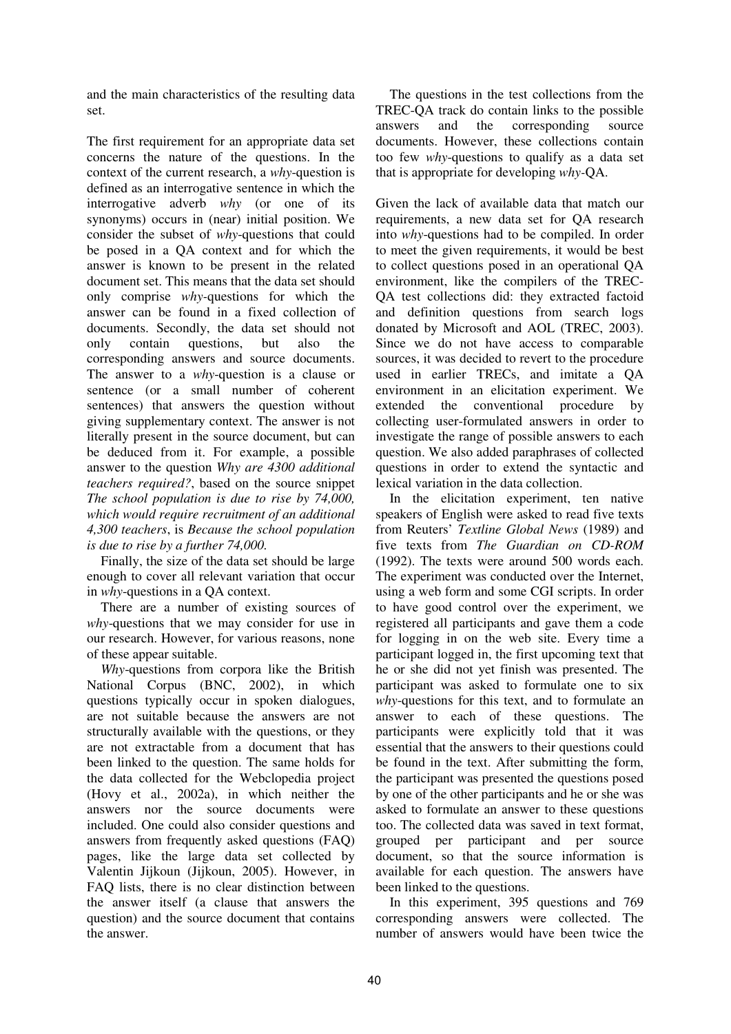and the main characteristics of the resulting data set.

The first requirement for an appropriate data set concerns the nature of the questions. In the context of the current research, a *why*-question is defined as an interrogative sentence in which the interrogative adverb *why* (or one of its synonyms) occurs in (near) initial position. We consider the subset of *why*-questions that could be posed in a QA context and for which the answer is known to be present in the related document set. This means that the data set should only comprise *why*-questions for which the answer can be found in a fixed collection of documents. Secondly, the data set should not only contain questions, but also the corresponding answers and source documents. The answer to a *why*-question is a clause or sentence (or a small number of coherent sentences) that answers the question without giving supplementary context. The answer is not literally present in the source document, but can be deduced from it. For example, a possible answer to the question *Why are 4300 additional teachers required?*, based on the source snippet *The school population is due to rise by 74,000, which would require recruitment of an additional 4,300 teachers*, is *Because the school population is due to rise by a further 74,000.*

Finally, the size of the data set should be large enough to cover all relevant variation that occur in *why*-questions in a QA context.

There are a number of existing sources of *why*-questions that we may consider for use in our research. However, for various reasons, none of these appear suitable.

*Why*-questions from corpora like the British National Corpus (BNC, 2002), in which questions typically occur in spoken dialogues, are not suitable because the answers are not structurally available with the questions, or they are not extractable from a document that has been linked to the question. The same holds for the data collected for the Webclopedia project (Hovy et al., 2002a), in which neither the answers nor the source documents were included. One could also consider questions and answers from frequently asked questions (FAQ) pages, like the large data set collected by Valentin Jijkoun (Jijkoun, 2005). However, in FAQ lists, there is no clear distinction between the answer itself (a clause that answers the question) and the source document that contains the answer.

The questions in the test collections from the TREC-QA track do contain links to the possible answers and the corresponding source documents. However, these collections contain too few *why*-questions to qualify as a data set that is appropriate for developing *why*-QA.

Given the lack of available data that match our requirements, a new data set for QA research into *why*-questions had to be compiled. In order to meet the given requirements, it would be best to collect questions posed in an operational QA environment, like the compilers of the TREC-QA test collections did: they extracted factoid and definition questions from search logs donated by Microsoft and AOL (TREC, 2003). Since we do not have access to comparable sources, it was decided to revert to the procedure used in earlier TRECs, and imitate a QA environment in an elicitation experiment. We extended the conventional procedure by collecting user-formulated answers in order to investigate the range of possible answers to each question. We also added paraphrases of collected questions in order to extend the syntactic and lexical variation in the data collection.

In the elicitation experiment, ten native speakers of English were asked to read five texts from Reuters' *Textline Global News* (1989) and five texts from *The Guardian on CD-ROM* (1992). The texts were around 500 words each. The experiment was conducted over the Internet, using a web form and some CGI scripts. In order to have good control over the experiment, we registered all participants and gave them a code for logging in on the web site. Every time a participant logged in, the first upcoming text that he or she did not yet finish was presented. The participant was asked to formulate one to six *why*-questions for this text, and to formulate an answer to each of these questions. The participants were explicitly told that it was essential that the answers to their questions could be found in the text. After submitting the form, the participant was presented the questions posed by one of the other participants and he or she was asked to formulate an answer to these questions too. The collected data was saved in text format, grouped per participant and per source document, so that the source information is available for each question. The answers have been linked to the questions.

In this experiment, 395 questions and 769 corresponding answers were collected. The number of answers would have been twice the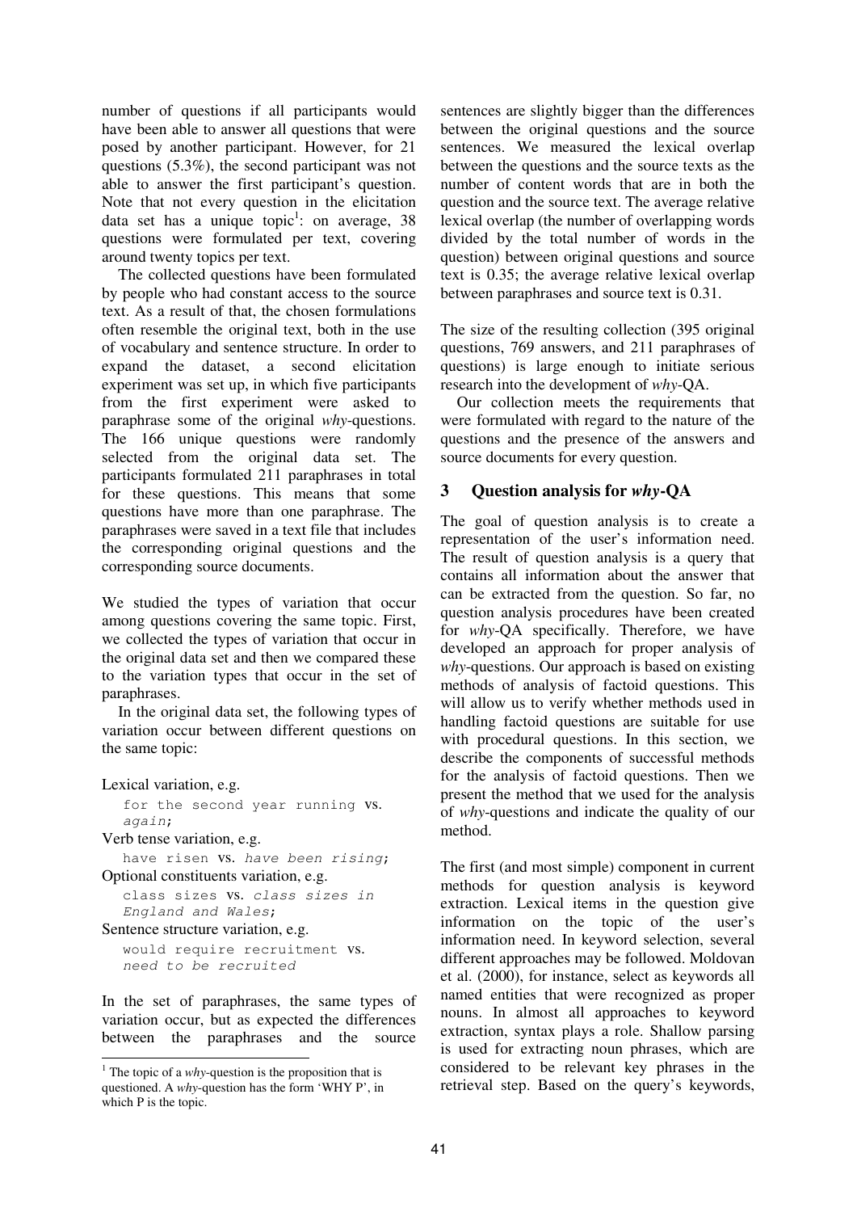number of questions if all participants would have been able to answer all questions that were posed by another participant. However, for 21 questions (5.3%), the second participant was not able to answer the first participant's question. Note that not every question in the elicitation data set has a unique topic[1]: on average, 38 questions were formulated per text, covering around twenty topics per text.

The collected questions have been formulated by people who had constant access to the source text. As a result of that, the chosen formulations often resemble the original text, both in the use of vocabulary and sentence structure. In order to expand the dataset, a second elicitation experiment was set up, in which five participants from the first experiment were asked to paraphrase some of the original *why*-questions. The 166 unique questions were randomly selected from the original data set. The participants formulated 211 paraphrases in total for these questions. This means that some questions have more than one paraphrase. The paraphrases were saved in a text file that includes the corresponding original questions and the corresponding source documents.

We studied the types of variation that occur among questions covering the same topic. First, we collected the types of variation that occur in the original data set and then we compared these to the variation types that occur in the set of paraphrases.

In the original data set, the following types of variation occur between different questions on the same topic:

Lexical variation, e.g.
`for the second year running` vs. *`again`*;
Verb tense variation, e.g.
`have risen` vs. *`have been rising`*;
Optional constituents variation, e.g.
`class sizes` vs. *`class sizes in England and Wales`*;
Sentence structure variation, e.g.
`would require recruitment` vs. *`need to be recruited`*

In the set of paraphrases, the same types of variation occur, but as expected the differences between the paraphrases and the source sentences are slightly bigger than the differences between the original questions and the source sentences. We measured the lexical overlap between the questions and the source texts as the number of content words that are in both the question and the source text. The average relative lexical overlap (the number of overlapping words divided by the total number of words in the question) between original questions and source text is 0.35; the average relative lexical overlap between paraphrases and source text is 0.31.

The size of the resulting collection (395 original questions, 769 answers, and 211 paraphrases of questions) is large enough to initiate serious research into the development of *why*-QA.

Our collection meets the requirements that were formulated with regard to the nature of the questions and the presence of the answers and source documents for every question.

## 3 Question analysis for *why*-QA

The goal of question analysis is to create a representation of the user's information need. The result of question analysis is a query that contains all information about the answer that can be extracted from the question. So far, no question analysis procedures have been created for *why*-QA specifically. Therefore, we have developed an approach for proper analysis of *why*-questions. Our approach is based on existing methods of analysis of factoid questions. This will allow us to verify whether methods used in handling factoid questions are suitable for use with procedural questions. In this section, we describe the components of successful methods for the analysis of factoid questions. Then we present the method that we used for the analysis of *why*-questions and indicate the quality of our method.

The first (and most simple) component in current methods for question analysis is keyword extraction. Lexical items in the question give information on the topic of the user's information need. In keyword selection, several different approaches may be followed. Moldovan et al. (2000), for instance, select as keywords all named entities that were recognized as proper nouns. In almost all approaches to keyword extraction, syntax plays a role. Shallow parsing is used for extracting noun phrases, which are considered to be relevant key phrases in the retrieval step. Based on the query's keywords,

[1] The topic of a *why*-question is the proposition that is questioned. A *why*-question has the form 'WHY P', in which P is the topic.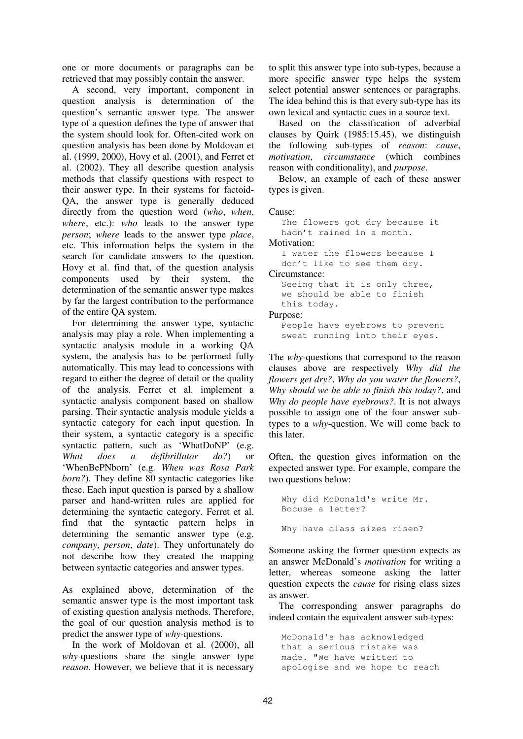one or more documents or paragraphs can be retrieved that may possibly contain the answer.

A second, very important, component in question analysis is determination of the question's semantic answer type. The answer type of a question defines the type of answer that the system should look for. Often-cited work on question analysis has been done by Moldovan et al. (1999, 2000), Hovy et al. (2001), and Ferret et al. (2002). They all describe question analysis methods that classify questions with respect to their answer type. In their systems for factoid-QA, the answer type is generally deduced directly from the question word (*who*, *when*, *where*, etc.): *who* leads to the answer type *person*; *where* leads to the answer type *place*, etc. This information helps the system in the search for candidate answers to the question. Hovy et al. find that, of the question analysis components used by their system, the determination of the semantic answer type makes by far the largest contribution to the performance of the entire QA system.

For determining the answer type, syntactic analysis may play a role. When implementing a syntactic analysis module in a working QA system, the analysis has to be performed fully automatically. This may lead to concessions with regard to either the degree of detail or the quality of the analysis. Ferret et al. implement a syntactic analysis component based on shallow parsing. Their syntactic analysis module yields a syntactic category for each input question. In their system, a syntactic category is a specific syntactic pattern, such as 'WhatDoNP' (e.g. *What does a defibrillator do?*) or 'WhenBePNborn' (e.g. *When was Rosa Park born?*). They define 80 syntactic categories like these. Each input question is parsed by a shallow parser and hand-written rules are applied for determining the syntactic category. Ferret et al. find that the syntactic pattern helps in determining the semantic answer type (e.g. *company*, *person*, *date*). They unfortunately do not describe how they created the mapping between syntactic categories and answer types.

As explained above, determination of the semantic answer type is the most important task of existing question analysis methods. Therefore, the goal of our question analysis method is to predict the answer type of *why*-questions.

In the work of Moldovan et al. (2000), all *why*-questions share the single answer type *reason*. However, we believe that it is necessary to split this answer type into sub-types, because a more specific answer type helps the system select potential answer sentences or paragraphs. The idea behind this is that every sub-type has its own lexical and syntactic cues in a source text.

Based on the classification of adverbial clauses by Quirk (1985:15.45), we distinguish the following sub-types of *reason*: *cause*, *motivation*, *circumstance* (which combines reason with conditionality), and *purpose*.

Below, an example of each of these answer types is given.

Cause:
```
The flowers got dry because it
hadn't rained in a month.
```
Motivation:
```
I water the flowers because I
don't like to see them dry.
```
Circumstance:
```
Seeing that it is only three,
we should be able to finish
this today.
```
Purpose:
```
People have eyebrows to prevent
sweat running into their eyes.
```

The *why*-questions that correspond to the reason clauses above are respectively *Why did the flowers get dry?*, *Why do you water the flowers?*, *Why should we be able to finish this today?*, and *Why do people have eyebrows?*. It is not always possible to assign one of the four answer sub-types to a *why*-question. We will come back to this later.

Often, the question gives information on the expected answer type. For example, compare the two questions below:

```
Why did McDonald's write Mr.
Bocuse a letter?

Why have class sizes risen?
```

Someone asking the former question expects as an answer McDonald's *motivation* for writing a letter, whereas someone asking the latter question expects the *cause* for rising class sizes as answer.

The corresponding answer paragraphs do indeed contain the equivalent answer sub-types:

```
McDonald's has acknowledged
that a serious mistake was
made. "We have written to
apologise and we hope to reach
```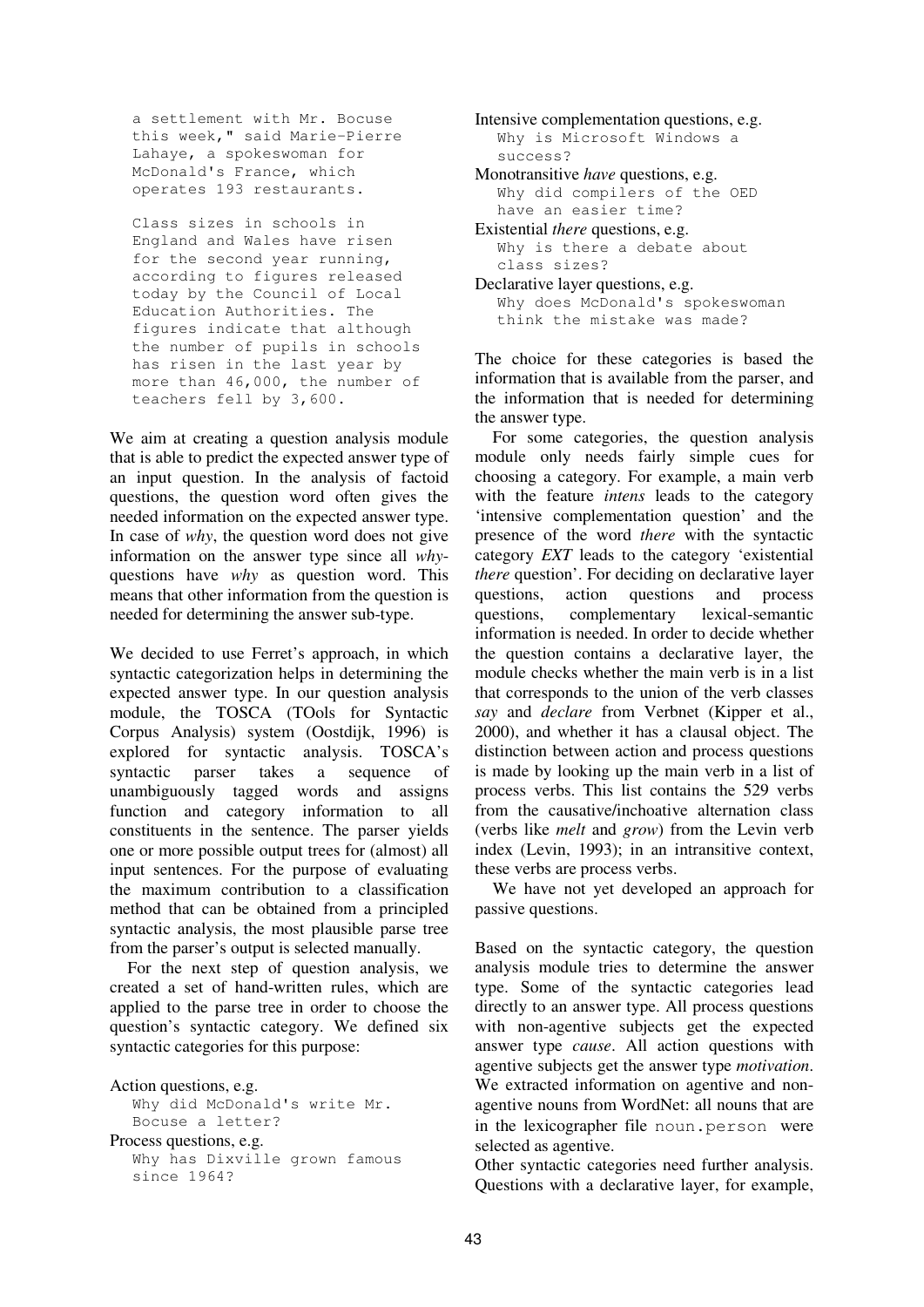```
a settlement with Mr. Bocuse
this week," said Marie-Pierre
Lahaye, a spokeswoman for
McDonald's France, which
operates 193 restaurants.

Class sizes in schools in
England and Wales have risen
for the second year running,
according to figures released
today by the Council of Local
Education Authorities. The
figures indicate that although
the number of pupils in schools
has risen in the last year by
more than 46,000, the number of
teachers fell by 3,600.
```

We aim at creating a question analysis module that is able to predict the expected answer type of an input question. In the analysis of factoid questions, the question word often gives the needed information on the expected answer type. In case of *why*, the question word does not give information on the answer type since all *why*-questions have *why* as question word. This means that other information from the question is needed for determining the answer sub-type.

We decided to use Ferret's approach, in which syntactic categorization helps in determining the expected answer type. In our question analysis module, the TOSCA (TOols for Syntactic Corpus Analysis) system (Oostdijk, 1996) is explored for syntactic analysis. TOSCA's syntactic parser takes a sequence of unambiguously tagged words and assigns function and category information to all constituents in the sentence. The parser yields one or more possible output trees for (almost) all input sentences. For the purpose of evaluating the maximum contribution to a classification method that can be obtained from a principled syntactic analysis, the most plausible parse tree from the parser's output is selected manually.

For the next step of question analysis, we created a set of hand-written rules, which are applied to the parse tree in order to choose the question's syntactic category. We defined six syntactic categories for this purpose:

Action questions, e.g.
`Why did McDonald's write Mr. Bocuse a letter?`

Process questions, e.g.
`Why has Dixville grown famous since 1964?`

Intensive complementation questions, e.g.
`Why is Microsoft Windows a success?`

Monotransitive *have* questions, e.g.
`Why did compilers of the OED have an easier time?`

Existential *there* questions, e.g.
`Why is there a debate about class sizes?`

Declarative layer questions, e.g.
`Why does McDonald's spokeswoman think the mistake was made?`

The choice for these categories is based the information that is available from the parser, and the information that is needed for determining the answer type.

For some categories, the question analysis module only needs fairly simple cues for choosing a category. For example, a main verb with the feature *intens* leads to the category 'intensive complementation question' and the presence of the word *there* with the syntactic category *EXT* leads to the category 'existential *there* question'. For deciding on declarative layer questions, action questions and process questions, complementary lexical-semantic information is needed. In order to decide whether the question contains a declarative layer, the module checks whether the main verb is in a list that corresponds to the union of the verb classes *say* and *declare* from Verbnet (Kipper et al., 2000), and whether it has a clausal object. The distinction between action and process questions is made by looking up the main verb in a list of process verbs. This list contains the 529 verbs from the causative/inchoative alternation class (verbs like *melt* and *grow*) from the Levin verb index (Levin, 1993); in an intransitive context, these verbs are process verbs.

We have not yet developed an approach for passive questions.

Based on the syntactic category, the question analysis module tries to determine the answer type. Some of the syntactic categories lead directly to an answer type. All process questions with non-agentive subjects get the expected answer type *cause*. All action questions with agentive subjects get the answer type *motivation*. We extracted information on agentive and non-agentive nouns from WordNet: all nouns that are in the lexicographer file `noun.person` were selected as agentive.

Other syntactic categories need further analysis. Questions with a declarative layer, for example,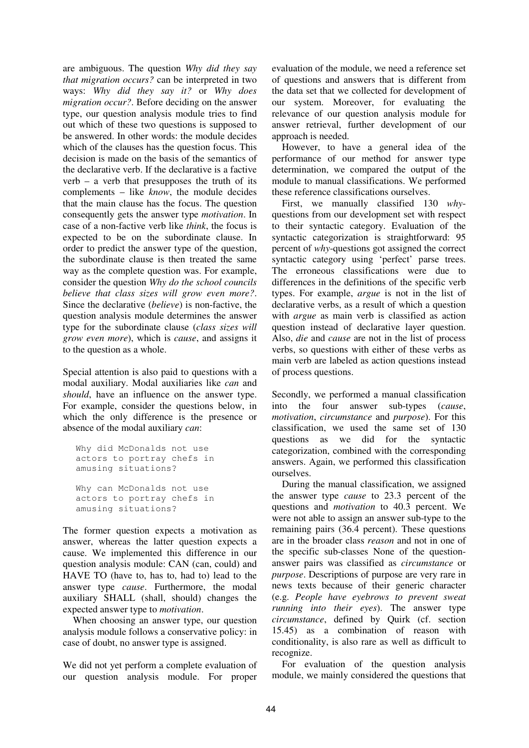are ambiguous. The question *Why did they say that migration occurs?* can be interpreted in two ways: *Why did they say it?* or *Why does migration occur?*. Before deciding on the answer type, our question analysis module tries to find out which of these two questions is supposed to be answered. In other words: the module decides which of the clauses has the question focus. This decision is made on the basis of the semantics of the declarative verb. If the declarative is a factive verb – a verb that presupposes the truth of its complements – like *know*, the module decides that the main clause has the focus. The question consequently gets the answer type *motivation*. In case of a non-factive verb like *think*, the focus is expected to be on the subordinate clause. In order to predict the answer type of the question, the subordinate clause is then treated the same way as the complete question was. For example, consider the question *Why do the school councils believe that class sizes will grow even more?*. Since the declarative (*believe*) is non-factive, the question analysis module determines the answer type for the subordinate clause (*class sizes will grow even more*), which is *cause*, and assigns it to the question as a whole.

Special attention is also paid to questions with a modal auxiliary. Modal auxiliaries like *can* and *should*, have an influence on the answer type. For example, consider the questions below, in which the only difference is the presence or absence of the modal auxiliary *can*:

```
Why did McDonalds not use
actors to portray chefs in
amusing situations?

Why can McDonalds not use
actors to portray chefs in
amusing situations?
```

The former question expects a motivation as answer, whereas the latter question expects a cause. We implemented this difference in our question analysis module: CAN (can, could) and HAVE TO (have to, has to, had to) lead to the answer type *cause*. Furthermore, the modal auxiliary SHALL (shall, should) changes the expected answer type to *motivation*.

When choosing an answer type, our question analysis module follows a conservative policy: in case of doubt, no answer type is assigned.

We did not yet perform a complete evaluation of our question analysis module. For proper evaluation of the module, we need a reference set of questions and answers that is different from the data set that we collected for development of our system. Moreover, for evaluating the relevance of our question analysis module for answer retrieval, further development of our approach is needed.

However, to have a general idea of the performance of our method for answer type determination, we compared the output of the module to manual classifications. We performed these reference classifications ourselves.

First, we manually classified 130 *why*-questions from our development set with respect to their syntactic category. Evaluation of the syntactic categorization is straightforward: 95 percent of *why*-questions got assigned the correct syntactic category using 'perfect' parse trees. The erroneous classifications were due to differences in the definitions of the specific verb types. For example, *argue* is not in the list of declarative verbs, as a result of which a question with *argue* as main verb is classified as action question instead of declarative layer question. Also, *die* and *cause* are not in the list of process verbs, so questions with either of these verbs as main verb are labeled as action questions instead of process questions.

Secondly, we performed a manual classification into the four answer sub-types (*cause*, *motivation*, *circumstance* and *purpose*). For this classification, we used the same set of 130 questions as we did for the syntactic categorization, combined with the corresponding answers. Again, we performed this classification ourselves.

During the manual classification, we assigned the answer type *cause* to 23.3 percent of the questions and *motivation* to 40.3 percent. We were not able to assign an answer sub-type to the remaining pairs (36.4 percent). These questions are in the broader class *reason* and not in one of the specific sub-classes None of the question-answer pairs was classified as *circumstance* or *purpose*. Descriptions of purpose are very rare in news texts because of their generic character (e.g. *People have eyebrows to prevent sweat running into their eyes*). The answer type *circumstance*, defined by Quirk (cf. section 15.45) as a combination of reason with conditionality, is also rare as well as difficult to recognize.

For evaluation of the question analysis module, we mainly considered the questions that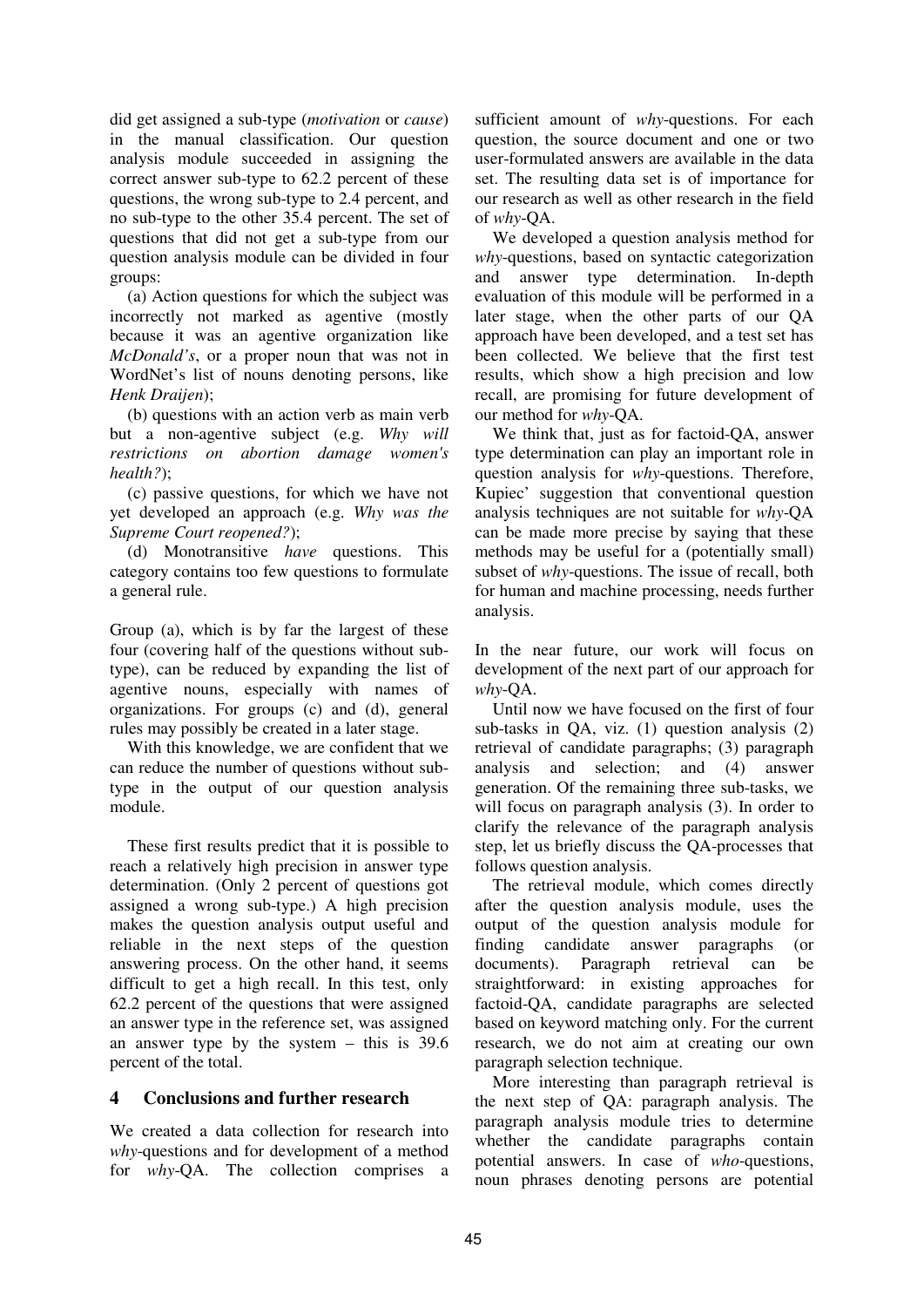did get assigned a sub-type (*motivation* or *cause*) in the manual classification. Our question analysis module succeeded in assigning the correct answer sub-type to 62.2 percent of these questions, the wrong sub-type to 2.4 percent, and no sub-type to the other 35.4 percent. The set of questions that did not get a sub-type from our question analysis module can be divided in four groups:

(a) Action questions for which the subject was incorrectly not marked as agentive (mostly because it was an agentive organization like *McDonald's*, or a proper noun that was not in WordNet's list of nouns denoting persons, like *Henk Draijen*);

(b) questions with an action verb as main verb but a non-agentive subject (e.g. *Why will restrictions on abortion damage women's health?*);

(c) passive questions, for which we have not yet developed an approach (e.g. *Why was the Supreme Court reopened?*);

(d) Monotransitive *have* questions. This category contains too few questions to formulate a general rule.

Group (a), which is by far the largest of these four (covering half of the questions without sub-type), can be reduced by expanding the list of agentive nouns, especially with names of organizations. For groups (c) and (d), general rules may possibly be created in a later stage.

With this knowledge, we are confident that we can reduce the number of questions without sub-type in the output of our question analysis module.

These first results predict that it is possible to reach a relatively high precision in answer type determination. (Only 2 percent of questions got assigned a wrong sub-type.) A high precision makes the question analysis output useful and reliable in the next steps of the question answering process. On the other hand, it seems difficult to get a high recall. In this test, only 62.2 percent of the questions that were assigned an answer type in the reference set, was assigned an answer type by the system – this is 39.6 percent of the total.

## 4 Conclusions and further research

We created a data collection for research into *why*-questions and for development of a method for *why*-QA. The collection comprises a sufficient amount of *why*-questions. For each question, the source document and one or two user-formulated answers are available in the data set. The resulting data set is of importance for our research as well as other research in the field of *why*-QA.

We developed a question analysis method for *why*-questions, based on syntactic categorization and answer type determination. In-depth evaluation of this module will be performed in a later stage, when the other parts of our QA approach have been developed, and a test set has been collected. We believe that the first test results, which show a high precision and low recall, are promising for future development of our method for *why*-QA.

We think that, just as for factoid-QA, answer type determination can play an important role in question analysis for *why*-questions. Therefore, Kupiec' suggestion that conventional question analysis techniques are not suitable for *why*-QA can be made more precise by saying that these methods may be useful for a (potentially small) subset of *why*-questions. The issue of recall, both for human and machine processing, needs further analysis.

In the near future, our work will focus on development of the next part of our approach for *why*-QA.

Until now we have focused on the first of four sub-tasks in QA, viz. (1) question analysis (2) retrieval of candidate paragraphs; (3) paragraph analysis and selection; and (4) answer generation. Of the remaining three sub-tasks, we will focus on paragraph analysis (3). In order to clarify the relevance of the paragraph analysis step, let us briefly discuss the QA-processes that follows question analysis.

The retrieval module, which comes directly after the question analysis module, uses the output of the question analysis module for finding candidate answer paragraphs (or documents). Paragraph retrieval can be straightforward: in existing approaches for factoid-QA, candidate paragraphs are selected based on keyword matching only. For the current research, we do not aim at creating our own paragraph selection technique.

More interesting than paragraph retrieval is the next step of QA: paragraph analysis. The paragraph analysis module tries to determine whether the candidate paragraphs contain potential answers. In case of *who*-questions, noun phrases denoting persons are potential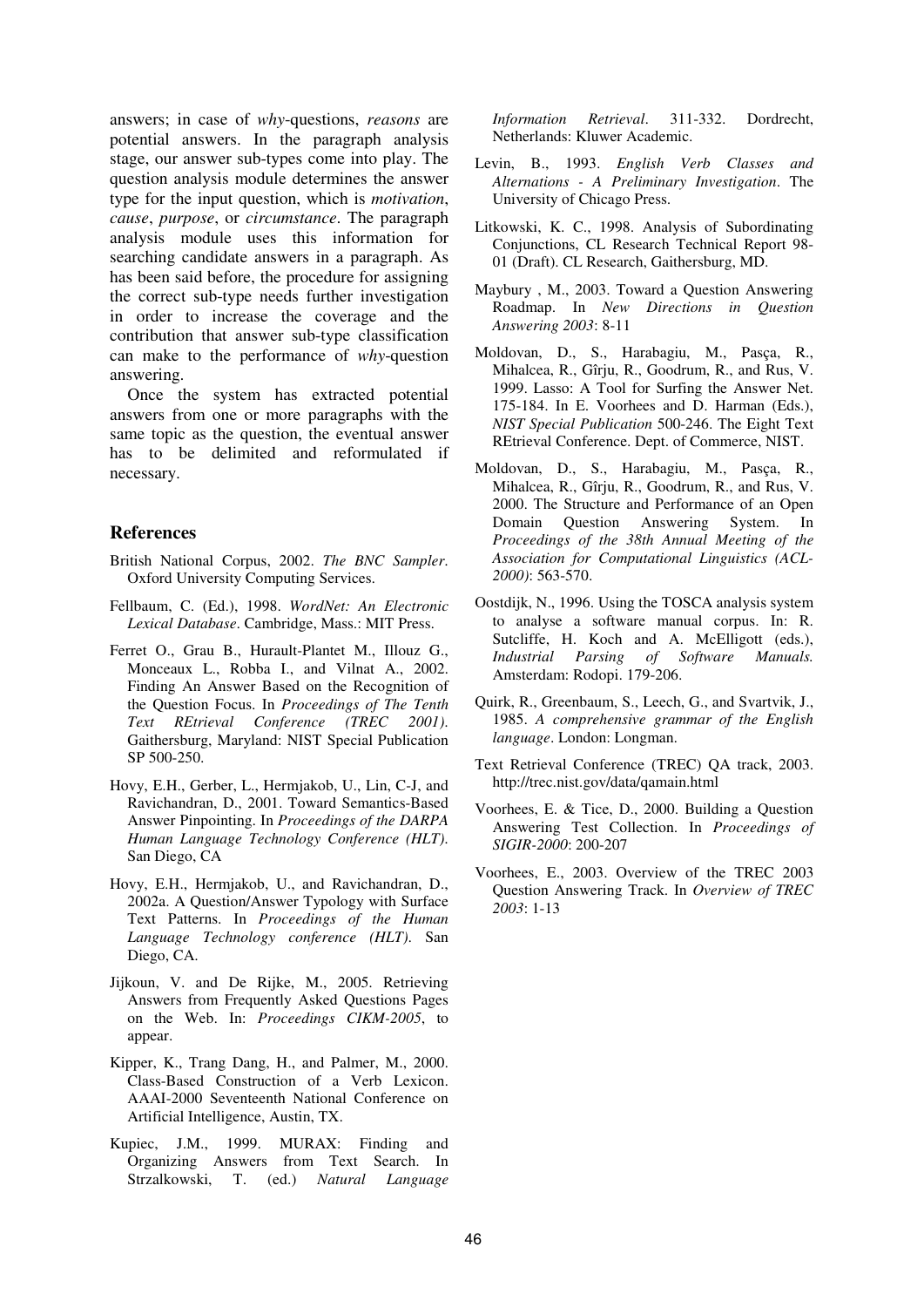answers; in case of *why*-questions, *reasons* are potential answers. In the paragraph analysis stage, our answer sub-types come into play. The question analysis module determines the answer type for the input question, which is *motivation*, *cause*, *purpose*, or *circumstance*. The paragraph analysis module uses this information for searching candidate answers in a paragraph. As has been said before, the procedure for assigning the correct sub-type needs further investigation in order to increase the coverage and the contribution that answer sub-type classification can make to the performance of *why*-question answering.

Once the system has extracted potential answers from one or more paragraphs with the same topic as the question, the eventual answer has to be delimited and reformulated if necessary.

## References

British National Corpus, 2002. *The BNC Sampler*. Oxford University Computing Services.

Fellbaum, C. (Ed.), 1998. *WordNet: An Electronic Lexical Database*. Cambridge, Mass.: MIT Press.

Ferret O., Grau B., Hurault-Plantet M., Illouz G., Monceaux L., Robba I., and Vilnat A., 2002. Finding An Answer Based on the Recognition of the Question Focus. In *Proceedings of The Tenth Text REtrieval Conference (TREC 2001)*. Gaithersburg, Maryland: NIST Special Publication SP 500-250.

Hovy, E.H., Gerber, L., Hermjakob, U., Lin, C-J, and Ravichandran, D., 2001. Toward Semantics-Based Answer Pinpointing. In *Proceedings of the DARPA Human Language Technology Conference (HLT)*. San Diego, CA

Hovy, E.H., Hermjakob, U., and Ravichandran, D., 2002a. A Question/Answer Typology with Surface Text Patterns. In *Proceedings of the Human Language Technology conference (HLT)*. San Diego, CA.

Jijkoun, V. and De Rijke, M., 2005. Retrieving Answers from Frequently Asked Questions Pages on the Web. In: *Proceedings CIKM-2005*, to appear.

Kipper, K., Trang Dang, H., and Palmer, M., 2000. Class-Based Construction of a Verb Lexicon. AAAI-2000 Seventeenth National Conference on Artificial Intelligence, Austin, TX.

Kupiec, J.M., 1999. MURAX: Finding and Organizing Answers from Text Search. In Strzalkowski, T. (ed.) *Natural Language Information Retrieval*. 311-332. Dordrecht, Netherlands: Kluwer Academic.

Levin, B., 1993. *English Verb Classes and Alternations - A Preliminary Investigation*. The University of Chicago Press.

Litkowski, K. C., 1998. Analysis of Subordinating Conjunctions, CL Research Technical Report 98-01 (Draft). CL Research, Gaithersburg, MD.

Maybury , M., 2003. Toward a Question Answering Roadmap. In *New Directions in Question Answering 2003*: 8-11

Moldovan, D., S., Harabagiu, M., Paşca, R., Mihalcea, R., Gîrju, R., Goodrum, R., and Rus, V. 1999. Lasso: A Tool for Surfing the Answer Net. 175-184. In E. Voorhees and D. Harman (Eds.), *NIST Special Publication* 500-246. The Eight Text REtrieval Conference. Dept. of Commerce, NIST.

Moldovan, D., S., Harabagiu, M., Paşca, R., Mihalcea, R., Gîrju, R., Goodrum, R., and Rus, V. 2000. The Structure and Performance of an Open Domain Question Answering System. In *Proceedings of the 38th Annual Meeting of the Association for Computational Linguistics (ACL-2000)*: 563-570.

Oostdijk, N., 1996. Using the TOSCA analysis system to analyse a software manual corpus. In: R. Sutcliffe, H. Koch and A. McElligott (eds.), *Industrial Parsing of Software Manuals.* Amsterdam: Rodopi. 179-206.

Quirk, R., Greenbaum, S., Leech, G., and Svartvik, J., 1985. *A comprehensive grammar of the English language*. London: Longman.

Text Retrieval Conference (TREC) QA track, 2003. http://trec.nist.gov/data/qamain.html

Voorhees, E. & Tice, D., 2000. Building a Question Answering Test Collection. In *Proceedings of SIGIR-2000*: 200-207

Voorhees, E., 2003. Overview of the TREC 2003 Question Answering Track. In *Overview of TREC 2003*: 1-13